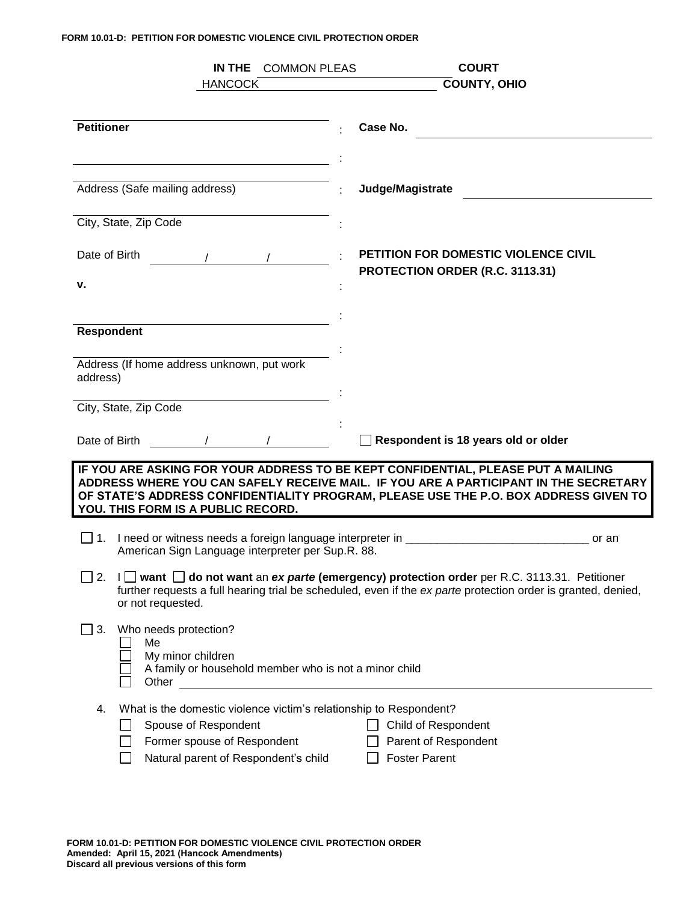**FORM 10.01-D: PETITION FOR DOMESTIC VIOLENCE CIVIL PROTECTION ORDER**

**IN THE** COMMON PLEAS **COURT**
HANCOCK **COUNTY, OHIO**

| | | |
|---|---|---|
| ______________________________ | : | |
| **Petitioner** | : | **Case No.** ______________________________ |
| ______________________________ | : | |
| ______________________________ | : | |
| Address (Safe mailing address) | : | **Judge/Magistrate** ______________________________ |
| ______________________________ | : | |
| City, State, Zip Code | : | |
| Date of Birth ______ / ______ / ______ | : | **PETITION FOR DOMESTIC VIOLENCE CIVIL PROTECTION ORDER (R.C. 3113.31)** |
| **v.** | : | |
| ______________________________ | : | |
| **Respondent** | : | |
| ______________________________ | : | |
| Address (If home address unknown, put work address) | : | |
| ______________________________ | : | |
| City, State, Zip Code | : | |
| Date of Birth ______ / ______ / ______ | : | ☐ **Respondent is 18 years old or older** |

**IF YOU ARE ASKING FOR YOUR ADDRESS TO BE KEPT CONFIDENTIAL, PLEASE PUT A MAILING ADDRESS WHERE YOU CAN SAFELY RECEIVE MAIL. IF YOU ARE A PARTICIPANT IN THE SECRETARY OF STATE'S ADDRESS CONFIDENTIALITY PROGRAM, PLEASE USE THE P.O. BOX ADDRESS GIVEN TO YOU. THIS FORM IS A PUBLIC RECORD.**

☐ 1. I need or witness needs a foreign language interpreter in ______________________________ or an American Sign Language interpreter per Sup.R. 88.

☐ 2. I ☐ **want** ☐ **do not want** an ***ex parte*** **(emergency) protection order** per R.C. 3113.31. Petitioner further requests a full hearing trial be scheduled, even if the *ex parte* protection order is granted, denied, or not requested.

☐ 3. Who needs protection?
- ☐ Me
- ☐ My minor children
- ☐ A family or household member who is not a minor child
- ☐ Other ______________________________

4. What is the domestic violence victim's relationship to Respondent?
- ☐ Spouse of Respondent
- ☐ Former spouse of Respondent
- ☐ Natural parent of Respondent's child
- ☐ Child of Respondent
- ☐ Parent of Respondent
- ☐ Foster Parent

**FORM 10.01-D: PETITION FOR DOMESTIC VIOLENCE CIVIL PROTECTION ORDER**
**Amended: April 15, 2021 (Hancock Amendments)**
**Discard all previous versions of this form**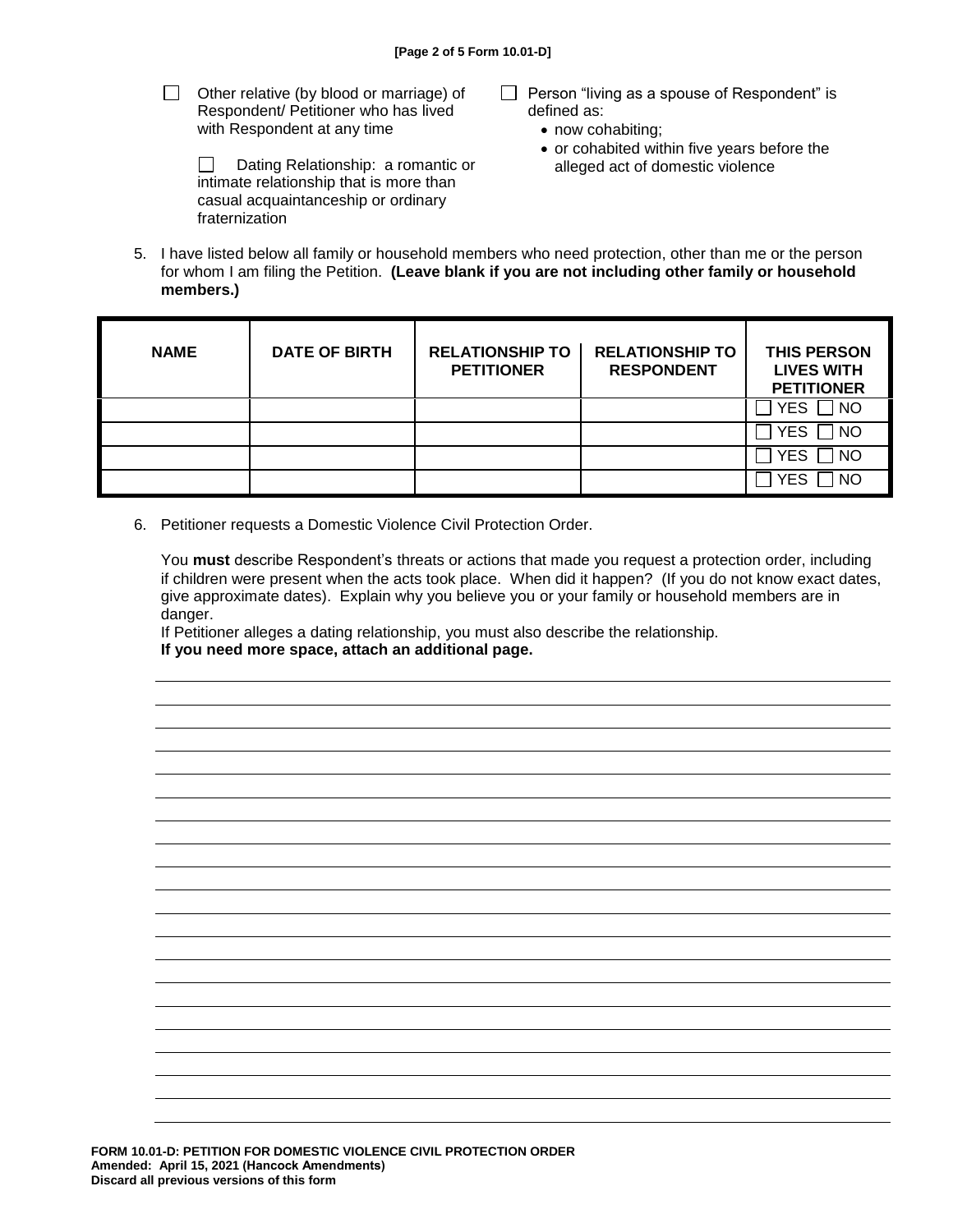- ☐ Other relative (by blood or marriage) of Respondent/ Petitioner who has lived with Respondent at any time
- ☐ Dating Relationship: a romantic or intimate relationship that is more than casual acquaintanceship or ordinary fraternization
- ☐ Person "living as a spouse of Respondent" is defined as:
  - now cohabiting;
  - or cohabited within five years before the alleged act of domestic violence

5. I have listed below all family or household members who need protection, other than me or the person for whom I am filing the Petition. **(Leave blank if you are not including other family or household members.)**

| NAME | DATE OF BIRTH | RELATIONSHIP TO PETITIONER | RELATIONSHIP TO RESPONDENT | THIS PERSON LIVES WITH PETITIONER |
|---|---|---|---|---|
| | | | | ☐ YES ☐ NO |
| | | | | ☐ YES ☐ NO |
| | | | | ☐ YES ☐ NO |
| | | | | ☐ YES ☐ NO |

6. Petitioner requests a Domestic Violence Civil Protection Order.

   You **must** describe Respondent's threats or actions that made you request a protection order, including if children were present when the acts took place. When did it happen? (If you do not know exact dates, give approximate dates). Explain why you believe you or your family or household members are in danger.

   If Petitioner alleges a dating relationship, you must also describe the relationship.

   **If you need more space, attach an additional page.**

______________________________________________________________________

______________________________________________________________________

______________________________________________________________________

______________________________________________________________________

______________________________________________________________________

______________________________________________________________________

______________________________________________________________________

______________________________________________________________________

______________________________________________________________________

______________________________________________________________________

______________________________________________________________________

______________________________________________________________________

______________________________________________________________________

______________________________________________________________________

______________________________________________________________________

______________________________________________________________________

______________________________________________________________________

______________________________________________________________________

______________________________________________________________________

**FORM 10.01-D: PETITION FOR DOMESTIC VIOLENCE CIVIL PROTECTION ORDER**
**Amended: April 15, 2021 (Hancock Amendments)**
**Discard all previous versions of this form**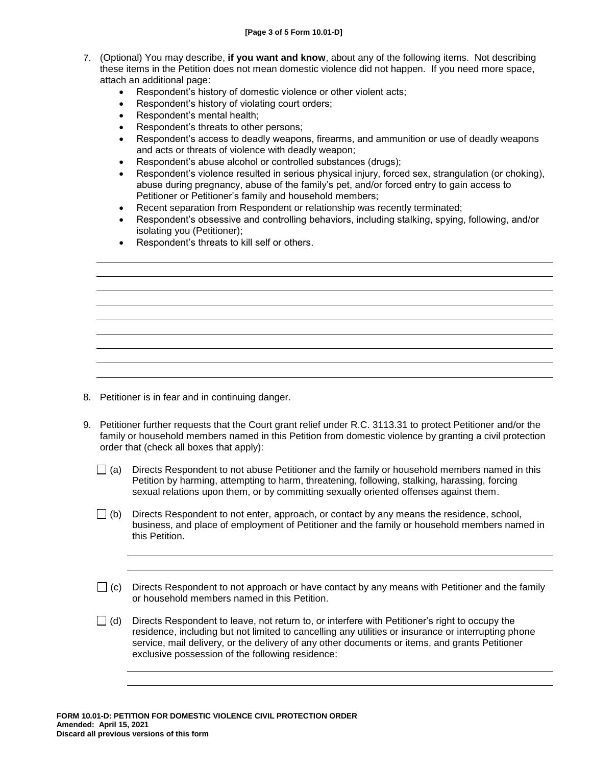7. (Optional) You may describe, **if you want and know**, about any of the following items. Not describing these items in the Petition does not mean domestic violence did not happen. If you need more space, attach an additional page:
   - Respondent's history of domestic violence or other violent acts;
   - Respondent's history of violating court orders;
   - Respondent's mental health;
   - Respondent's threats to other persons;
   - Respondent's access to deadly weapons, firearms, and ammunition or use of deadly weapons and acts or threats of violence with deadly weapon;
   - Respondent's abuse alcohol or controlled substances (drugs);
   - Respondent's violence resulted in serious physical injury, forced sex, strangulation (or choking), abuse during pregnancy, abuse of the family's pet, and/or forced entry to gain access to Petitioner or Petitioner's family and household members;
   - Recent separation from Respondent or relationship was recently terminated;
   - Respondent's obsessive and controlling behaviors, including stalking, spying, following, and/or isolating you (Petitioner);
   - Respondent's threats to kill self or others.

_______________________________________________________________________________

_______________________________________________________________________________

_______________________________________________________________________________

_______________________________________________________________________________

_______________________________________________________________________________

_______________________________________________________________________________

_______________________________________________________________________________

_______________________________________________________________________________

8. Petitioner is in fear and in continuing danger.

9. Petitioner further requests that the Court grant relief under R.C. 3113.31 to protect Petitioner and/or the family or household members named in this Petition from domestic violence by granting a civil protection order that (check all boxes that apply):

   ☐ (a) Directs Respondent to not abuse Petitioner and the family or household members named in this Petition by harming, attempting to harm, threatening, following, stalking, harassing, forcing sexual relations upon them, or by committing sexually oriented offenses against them.

   ☐ (b) Directs Respondent to not enter, approach, or contact by any means the residence, school, business, and place of employment of Petitioner and the family or household members named in this Petition.

   _______________________________________________________________________________

   _______________________________________________________________________________

   ☐ (c) Directs Respondent to not approach or have contact by any means with Petitioner and the family or household members named in this Petition.

   ☐ (d) Directs Respondent to leave, not return to, or interfere with Petitioner's right to occupy the residence, including but not limited to cancelling any utilities or insurance or interrupting phone service, mail delivery, or the delivery of any other documents or items, and grants Petitioner exclusive possession of the following residence:

   _______________________________________________________________________________

   _______________________________________________________________________________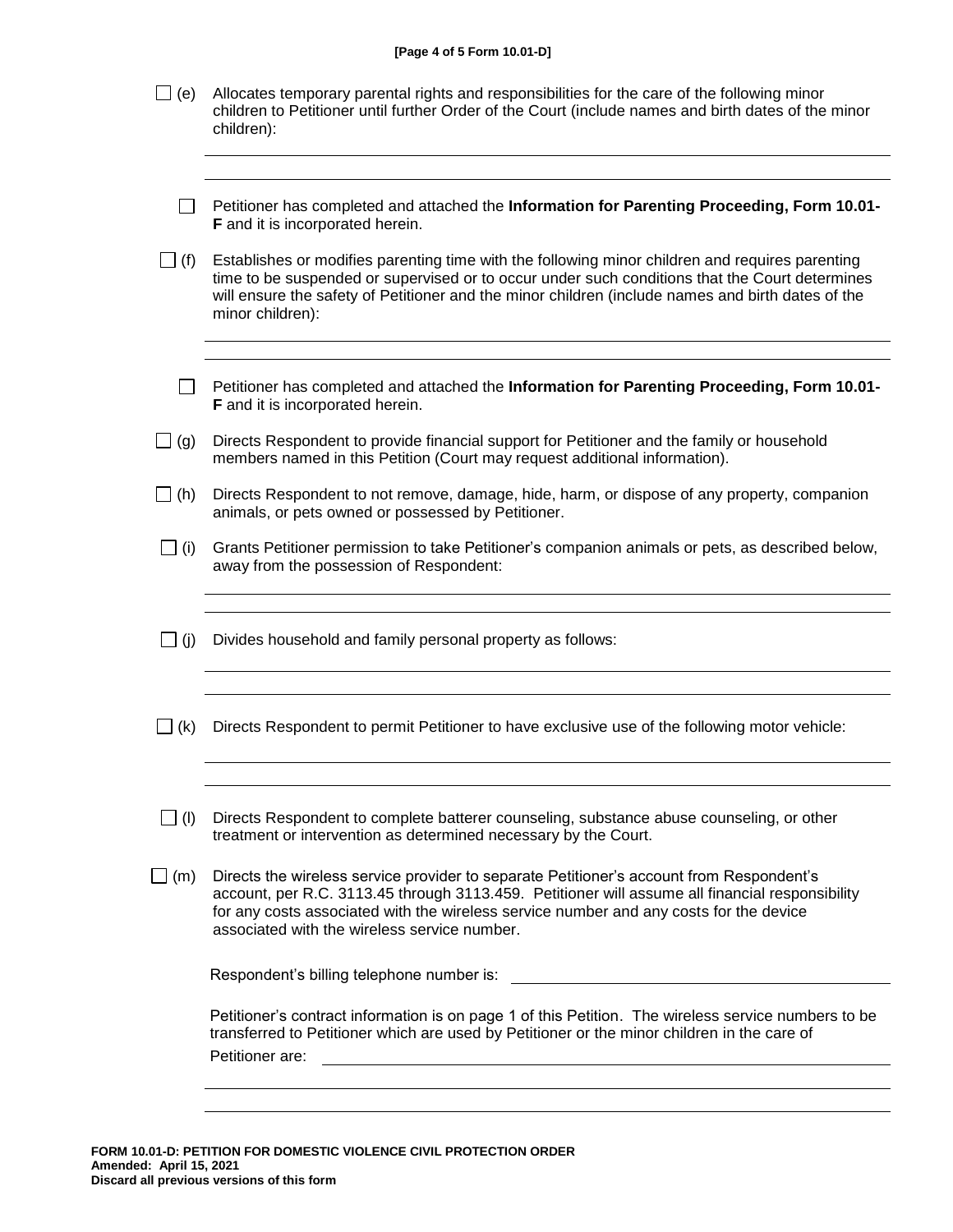☐ (e) Allocates temporary parental rights and responsibilities for the care of the following minor children to Petitioner until further Order of the Court (include names and birth dates of the minor children):

\_\_\_\_\_\_\_\_\_\_\_\_\_\_\_\_\_\_\_\_\_\_\_\_\_\_\_\_\_\_\_\_\_\_\_\_\_\_\_\_\_\_\_\_\_\_\_\_\_\_\_\_\_\_\_\_\_\_\_\_\_\_\_\_\_\_\_\_\_\_\_\_

\_\_\_\_\_\_\_\_\_\_\_\_\_\_\_\_\_\_\_\_\_\_\_\_\_\_\_\_\_\_\_\_\_\_\_\_\_\_\_\_\_\_\_\_\_\_\_\_\_\_\_\_\_\_\_\_\_\_\_\_\_\_\_\_\_\_\_\_\_\_\_\_

☐ Petitioner has completed and attached the **Information for Parenting Proceeding, Form 10.01-F** and it is incorporated herein.

☐ (f) Establishes or modifies parenting time with the following minor children and requires parenting time to be suspended or supervised or to occur under such conditions that the Court determines will ensure the safety of Petitioner and the minor children (include names and birth dates of the minor children):

\_\_\_\_\_\_\_\_\_\_\_\_\_\_\_\_\_\_\_\_\_\_\_\_\_\_\_\_\_\_\_\_\_\_\_\_\_\_\_\_\_\_\_\_\_\_\_\_\_\_\_\_\_\_\_\_\_\_\_\_\_\_\_\_\_\_\_\_\_\_\_\_

\_\_\_\_\_\_\_\_\_\_\_\_\_\_\_\_\_\_\_\_\_\_\_\_\_\_\_\_\_\_\_\_\_\_\_\_\_\_\_\_\_\_\_\_\_\_\_\_\_\_\_\_\_\_\_\_\_\_\_\_\_\_\_\_\_\_\_\_\_\_\_\_

☐ Petitioner has completed and attached the **Information for Parenting Proceeding, Form 10.01-F** and it is incorporated herein.

☐ (g) Directs Respondent to provide financial support for Petitioner and the family or household members named in this Petition (Court may request additional information).

☐ (h) Directs Respondent to not remove, damage, hide, harm, or dispose of any property, companion animals, or pets owned or possessed by Petitioner.

☐ (i) Grants Petitioner permission to take Petitioner's companion animals or pets, as described below, away from the possession of Respondent:

\_\_\_\_\_\_\_\_\_\_\_\_\_\_\_\_\_\_\_\_\_\_\_\_\_\_\_\_\_\_\_\_\_\_\_\_\_\_\_\_\_\_\_\_\_\_\_\_\_\_\_\_\_\_\_\_\_\_\_\_\_\_\_\_\_\_\_\_\_\_\_\_

\_\_\_\_\_\_\_\_\_\_\_\_\_\_\_\_\_\_\_\_\_\_\_\_\_\_\_\_\_\_\_\_\_\_\_\_\_\_\_\_\_\_\_\_\_\_\_\_\_\_\_\_\_\_\_\_\_\_\_\_\_\_\_\_\_\_\_\_\_\_\_\_

☐ (j) Divides household and family personal property as follows:

\_\_\_\_\_\_\_\_\_\_\_\_\_\_\_\_\_\_\_\_\_\_\_\_\_\_\_\_\_\_\_\_\_\_\_\_\_\_\_\_\_\_\_\_\_\_\_\_\_\_\_\_\_\_\_\_\_\_\_\_\_\_\_\_\_\_\_\_\_\_\_\_

\_\_\_\_\_\_\_\_\_\_\_\_\_\_\_\_\_\_\_\_\_\_\_\_\_\_\_\_\_\_\_\_\_\_\_\_\_\_\_\_\_\_\_\_\_\_\_\_\_\_\_\_\_\_\_\_\_\_\_\_\_\_\_\_\_\_\_\_\_\_\_\_

☐ (k) Directs Respondent to permit Petitioner to have exclusive use of the following motor vehicle:

\_\_\_\_\_\_\_\_\_\_\_\_\_\_\_\_\_\_\_\_\_\_\_\_\_\_\_\_\_\_\_\_\_\_\_\_\_\_\_\_\_\_\_\_\_\_\_\_\_\_\_\_\_\_\_\_\_\_\_\_\_\_\_\_\_\_\_\_\_\_\_\_

\_\_\_\_\_\_\_\_\_\_\_\_\_\_\_\_\_\_\_\_\_\_\_\_\_\_\_\_\_\_\_\_\_\_\_\_\_\_\_\_\_\_\_\_\_\_\_\_\_\_\_\_\_\_\_\_\_\_\_\_\_\_\_\_\_\_\_\_\_\_\_\_

☐ (l) Directs Respondent to complete batterer counseling, substance abuse counseling, or other treatment or intervention as determined necessary by the Court.

☐ (m) Directs the wireless service provider to separate Petitioner's account from Respondent's account, per R.C. 3113.45 through 3113.459. Petitioner will assume all financial responsibility for any costs associated with the wireless service number and any costs for the device associated with the wireless service number.

Respondent's billing telephone number is: \_\_\_\_\_\_\_\_\_\_\_\_\_\_\_\_\_\_\_\_\_\_\_\_\_\_\_\_\_\_\_\_\_\_\_\_

Petitioner's contract information is on page 1 of this Petition. The wireless service numbers to be transferred to Petitioner which are used by Petitioner or the minor children in the care of Petitioner are: \_\_\_\_\_\_\_\_\_\_\_\_\_\_\_\_\_\_\_\_\_\_\_\_\_\_\_\_\_\_\_\_\_\_\_\_\_\_\_\_\_\_\_\_\_\_\_\_\_\_\_\_\_\_\_\_

\_\_\_\_\_\_\_\_\_\_\_\_\_\_\_\_\_\_\_\_\_\_\_\_\_\_\_\_\_\_\_\_\_\_\_\_\_\_\_\_\_\_\_\_\_\_\_\_\_\_\_\_\_\_\_\_\_\_\_\_\_\_\_\_\_\_\_\_\_\_\_\_

\_\_\_\_\_\_\_\_\_\_\_\_\_\_\_\_\_\_\_\_\_\_\_\_\_\_\_\_\_\_\_\_\_\_\_\_\_\_\_\_\_\_\_\_\_\_\_\_\_\_\_\_\_\_\_\_\_\_\_\_\_\_\_\_\_\_\_\_\_\_\_\_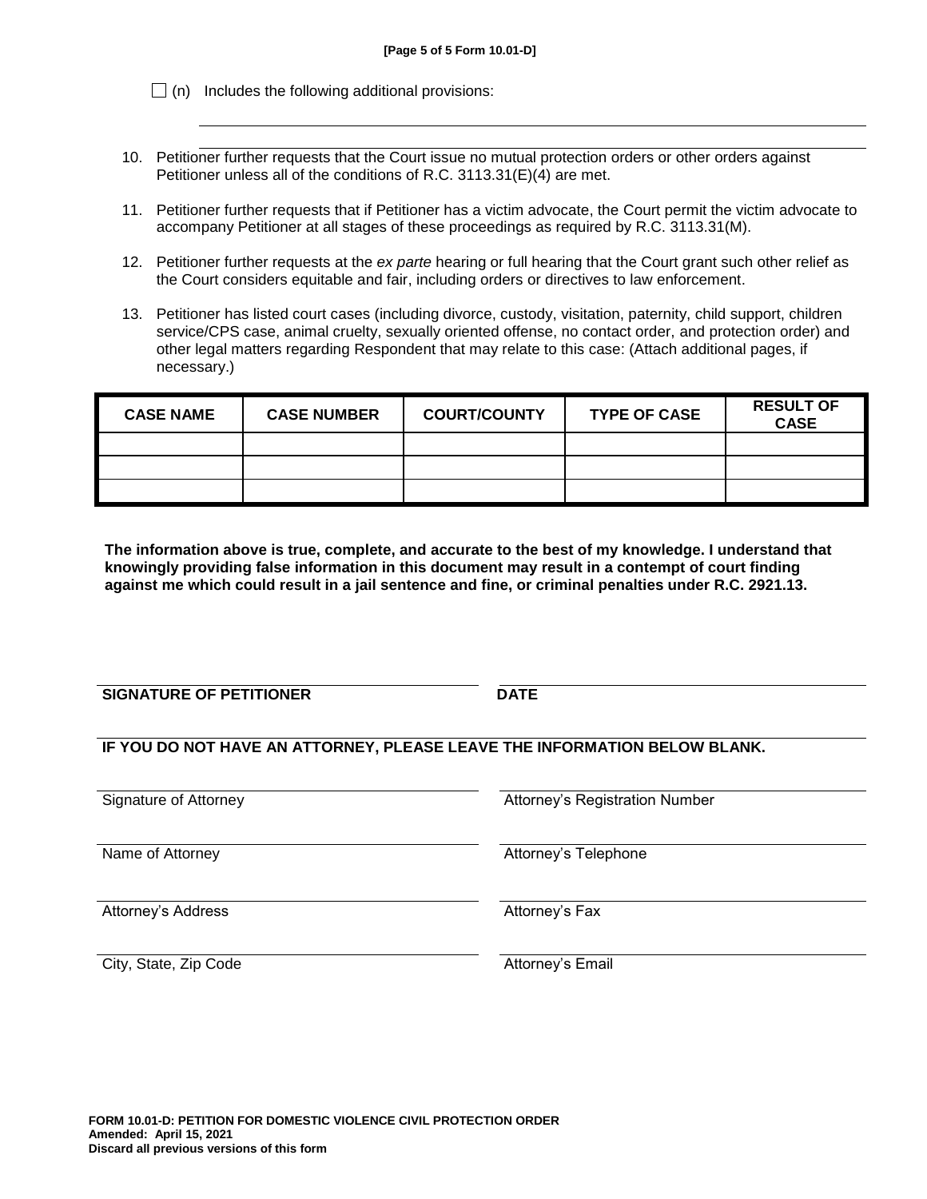☐ (n) Includes the following additional provisions:

\_\_\_\_\_\_\_\_\_\_\_\_\_\_\_\_\_\_\_\_\_\_\_\_\_\_\_\_\_\_\_\_\_\_\_\_\_\_\_\_\_\_\_\_\_\_\_\_\_\_\_\_\_\_\_\_\_\_\_\_\_\_\_\_\_\_\_\_\_\_

\_\_\_\_\_\_\_\_\_\_\_\_\_\_\_\_\_\_\_\_\_\_\_\_\_\_\_\_\_\_\_\_\_\_\_\_\_\_\_\_\_\_\_\_\_\_\_\_\_\_\_\_\_\_\_\_\_\_\_\_\_\_\_\_\_\_\_\_\_\_

10. Petitioner further requests that the Court issue no mutual protection orders or other orders against Petitioner unless all of the conditions of R.C. 3113.31(E)(4) are met.

11. Petitioner further requests that if Petitioner has a victim advocate, the Court permit the victim advocate to accompany Petitioner at all stages of these proceedings as required by R.C. 3113.31(M).

12. Petitioner further requests at the *ex parte* hearing or full hearing that the Court grant such other relief as the Court considers equitable and fair, including orders or directives to law enforcement.

13. Petitioner has listed court cases (including divorce, custody, visitation, paternity, child support, children service/CPS case, animal cruelty, sexually oriented offense, no contact order, and protection order) and other legal matters regarding Respondent that may relate to this case: (Attach additional pages, if necessary.)

| CASE NAME | CASE NUMBER | COURT/COUNTY | TYPE OF CASE | RESULT OF CASE |
|---|---|---|---|---|
| | | | | |
| | | | | |
| | | | | |

**The information above is true, complete, and accurate to the best of my knowledge. I understand that knowingly providing false information in this document may result in a contempt of court finding against me which could result in a jail sentence and fine, or criminal penalties under R.C. 2921.13.**

\_\_\_\_\_\_\_\_\_\_\_\_\_\_\_\_\_\_\_\_\_\_\_\_\_\_\_\_\_\_\_\_\_\_\_\_ \_\_\_\_\_\_\_\_\_\_\_\_\_\_\_\_\_\_\_\_\_\_\_\_\_\_\_\_\_\_\_\_\_\_\_\_

**SIGNATURE OF PETITIONER** **DATE**

\_\_\_\_\_\_\_\_\_\_\_\_\_\_\_\_\_\_\_\_\_\_\_\_\_\_\_\_\_\_\_\_\_\_\_\_\_\_\_\_\_\_\_\_\_\_\_\_\_\_\_\_\_\_\_\_\_\_\_\_\_\_\_\_\_\_\_\_\_\_

**IF YOU DO NOT HAVE AN ATTORNEY, PLEASE LEAVE THE INFORMATION BELOW BLANK.**

\_\_\_\_\_\_\_\_\_\_\_\_\_\_\_\_\_\_\_\_\_\_\_\_\_\_\_\_\_\_\_\_\_\_\_\_ \_\_\_\_\_\_\_\_\_\_\_\_\_\_\_\_\_\_\_\_\_\_\_\_\_\_\_\_\_\_\_\_\_\_\_\_

Signature of Attorney — Attorney's Registration Number

\_\_\_\_\_\_\_\_\_\_\_\_\_\_\_\_\_\_\_\_\_\_\_\_\_\_\_\_\_\_\_\_\_\_\_\_ \_\_\_\_\_\_\_\_\_\_\_\_\_\_\_\_\_\_\_\_\_\_\_\_\_\_\_\_\_\_\_\_\_\_\_\_

Name of Attorney — Attorney's Telephone

\_\_\_\_\_\_\_\_\_\_\_\_\_\_\_\_\_\_\_\_\_\_\_\_\_\_\_\_\_\_\_\_\_\_\_\_ \_\_\_\_\_\_\_\_\_\_\_\_\_\_\_\_\_\_\_\_\_\_\_\_\_\_\_\_\_\_\_\_\_\_\_\_

Attorney's Address — Attorney's Fax

\_\_\_\_\_\_\_\_\_\_\_\_\_\_\_\_\_\_\_\_\_\_\_\_\_\_\_\_\_\_\_\_\_\_\_\_ \_\_\_\_\_\_\_\_\_\_\_\_\_\_\_\_\_\_\_\_\_\_\_\_\_\_\_\_\_\_\_\_\_\_\_\_

City, State, Zip Code — Attorney's Email

**FORM 10.01-D: PETITION FOR DOMESTIC VIOLENCE CIVIL PROTECTION ORDER**
**Amended: April 15, 2021**
**Discard all previous versions of this form**